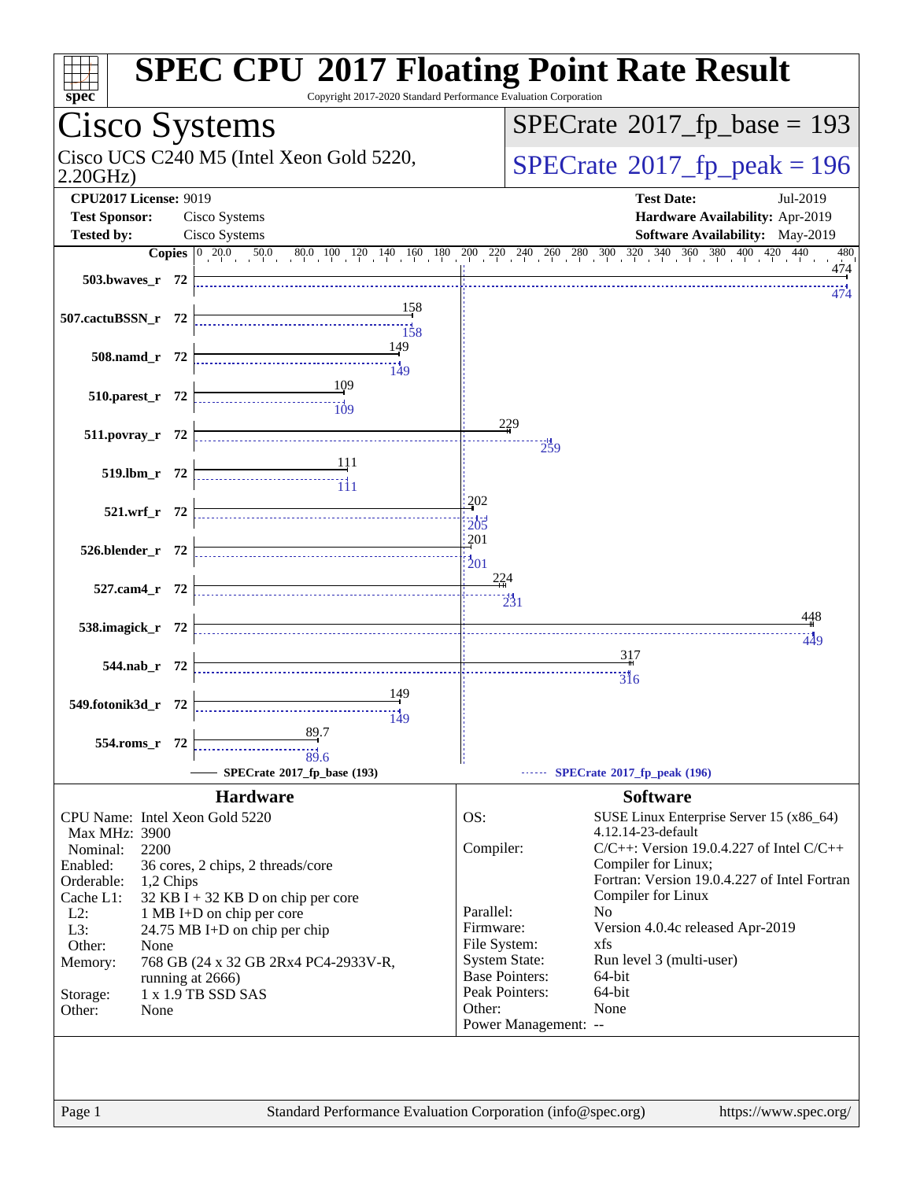# SPEC CPU 2017 Floating Point Rate Result

Copyright 2017-2020 Standard Performance Evaluation Corporation

## Cisco Systems

Cisco UCS C240 M5 (Intel Xeon Gold 5220, 2.20GHz)

**SPECrate 2017_fp_base = 193**

**SPECrate 2017_fp_peak = 196**

| | | | |
|---|---|---|---|
| **CPU2017 License:** | 9019 | **Test Date:** | Jul-2019 |
| **Test Sponsor:** | Cisco Systems | **Hardware Availability:** | Apr-2019 |
| **Tested by:** | Cisco Systems | **Software Availability:** | May-2019 |

| Benchmark | Copies | Base | Peak |
|---|---|---|---|
| 503.bwaves_r | 72 | 474 | 474 |
| 507.cactuBSSN_r | 72 | 158 | 158 |
| 508.namd_r | 72 | 149 | 149 |
| 510.parest_r | 72 | 109 | 109 |
| 511.povray_r | 72 | 229 | 259 |
| 519.lbm_r | 72 | 111 | 111 |
| 521.wrf_r | 72 | 202 | 205 |
| 526.blender_r | 72 | 201 | 201 |
| 527.cam4_r | 72 | 224 | 231 |
| 538.imagick_r | 72 | 448 | 449 |
| 544.nab_r | 72 | 317 | 316 |
| 549.fotonik3d_r | 72 | 149 | 149 |
| 554.roms_r | 72 | 89.7 | 89.6 |

SPECrate 2017_fp_base (193) — SPECrate 2017_fp_peak (196)

## Hardware

| | |
|---|---|
| CPU Name: | Intel Xeon Gold 5220 |
| Max MHz: | 3900 |
| Nominal: | 2200 |
| Enabled: | 36 cores, 2 chips, 2 threads/core |
| Orderable: | 1,2 Chips |
| Cache L1: | 32 KB I + 32 KB D on chip per core |
| L2: | 1 MB I+D on chip per core |
| L3: | 24.75 MB I+D on chip per chip |
| Other: | None |
| Memory: | 768 GB (24 x 32 GB 2Rx4 PC4-2933V-R, running at 2666) |
| Storage: | 1 x 1.9 TB SSD SAS |
| Other: | None |

## Software

| | |
|---|---|
| OS: | SUSE Linux Enterprise Server 15 (x86_64) 4.12.14-23-default |
| Compiler: | C/C++: Version 19.0.4.227 of Intel C/C++ Compiler for Linux; Fortran: Version 19.0.4.227 of Intel Fortran Compiler for Linux |
| Parallel: | No |
| Firmware: | Version 4.0.4c released Apr-2019 |
| File System: | xfs |
| System State: | Run level 3 (multi-user) |
| Base Pointers: | 64-bit |
| Peak Pointers: | 64-bit |
| Other: | None |
| Power Management: | -- |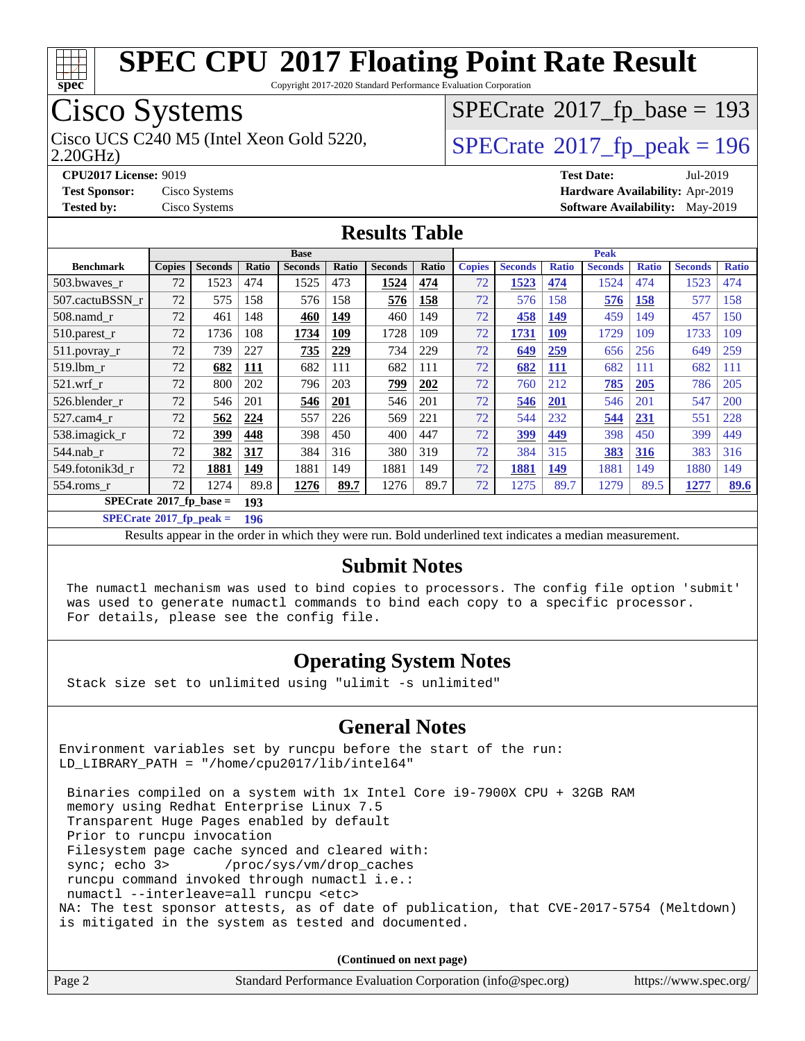# SPEC CPU 2017 Floating Point Rate Result

Copyright 2017-2020 Standard Performance Evaluation Corporation

## Cisco Systems

Cisco UCS C240 M5 (Intel Xeon Gold 5220, 2.20GHz)

SPECrate 2017_fp_base = 193

SPECrate 2017_fp_peak = 196

**CPU2017 License:** 9019
**Test Sponsor:** Cisco Systems
**Tested by:** Cisco Systems

**Test Date:** Jul-2019
**Hardware Availability:** Apr-2019
**Software Availability:** May-2019

## Results Table

| Benchmark | Base | | | | | | | Peak | | | | | | |
|---|---|---|---|---|---|---|---|---|---|---|---|---|---|---|
| | Copies | Seconds | Ratio | Seconds | Ratio | Seconds | Ratio | Copies | Seconds | Ratio | Seconds | Ratio | Seconds | Ratio |
| 503.bwaves_r | 72 | 1523 | 474 | 1525 | 473 | **1524** | **474** | 72 | **1523** | **474** | 1524 | 474 | 1523 | 474 |
| 507.cactuBSSN_r | 72 | 575 | 158 | 576 | 158 | **576** | **158** | 72 | 576 | 158 | **576** | **158** | 577 | 158 |
| 508.namd_r | 72 | 461 | 148 | **460** | **149** | 460 | 149 | 72 | **458** | **149** | 459 | 149 | 457 | 150 |
| 510.parest_r | 72 | 1736 | 108 | **1734** | **109** | 1728 | 109 | 72 | **1731** | **109** | 1729 | 109 | 1733 | 109 |
| 511.povray_r | 72 | 739 | 227 | **735** | **229** | 734 | 229 | 72 | **649** | **259** | 656 | 256 | 649 | 259 |
| 519.lbm_r | 72 | **682** | **111** | 682 | 111 | 682 | 111 | 72 | **682** | **111** | 682 | 111 | 682 | 111 |
| 521.wrf_r | 72 | 800 | 202 | 796 | 203 | **799** | **202** | 72 | 760 | 212 | **785** | **205** | 786 | 205 |
| 526.blender_r | 72 | 546 | 201 | **546** | **201** | 546 | 201 | 72 | **546** | **201** | 546 | 201 | 547 | 200 |
| 527.cam4_r | 72 | **562** | **224** | 557 | 226 | 569 | 221 | 72 | 544 | 232 | **544** | **231** | 551 | 228 |
| 538.imagick_r | 72 | **399** | **448** | 398 | 450 | 400 | 447 | 72 | **399** | **449** | 398 | 450 | 399 | 449 |
| 544.nab_r | 72 | **382** | **317** | 384 | 316 | 380 | 319 | 72 | 384 | 315 | **383** | **316** | 383 | 316 |
| 549.fotonik3d_r | 72 | **1881** | **149** | 1881 | 149 | 1881 | 149 | 72 | **1881** | **149** | 1881 | 149 | 1880 | 149 |
| 554.roms_r | 72 | 1274 | 89.8 | **1276** | **89.7** | 1276 | 89.7 | 72 | 1275 | 89.7 | 1279 | 89.5 | **1277** | **89.6** |

**SPECrate 2017_fp_base = 193**

**SPECrate 2017_fp_peak = 196**

Results appear in the order in which they were run. Bold underlined text indicates a median measurement.

## Submit Notes

```
The numactl mechanism was used to bind copies to processors. The config file option 'submit'
was used to generate numactl commands to bind each copy to a specific processor.
For details, please see the config file.
```

## Operating System Notes

```
Stack size set to unlimited using "ulimit -s unlimited"
```

## General Notes

```
Environment variables set by runcpu before the start of the run:
LD_LIBRARY_PATH = "/home/cpu2017/lib/intel64"

 Binaries compiled on a system with 1x Intel Core i9-7900X CPU + 32GB RAM
 memory using Redhat Enterprise Linux 7.5
 Transparent Huge Pages enabled by default
 Prior to runcpu invocation
 Filesystem page cache synced and cleared with:
 sync; echo 3>       /proc/sys/vm/drop_caches
 runcpu command invoked through numactl i.e.:
 numactl --interleave=all runcpu <etc>
NA: The test sponsor attests, as of date of publication, that CVE-2017-5754 (Meltdown)
is mitigated in the system as tested and documented.
```

**(Continued on next page)**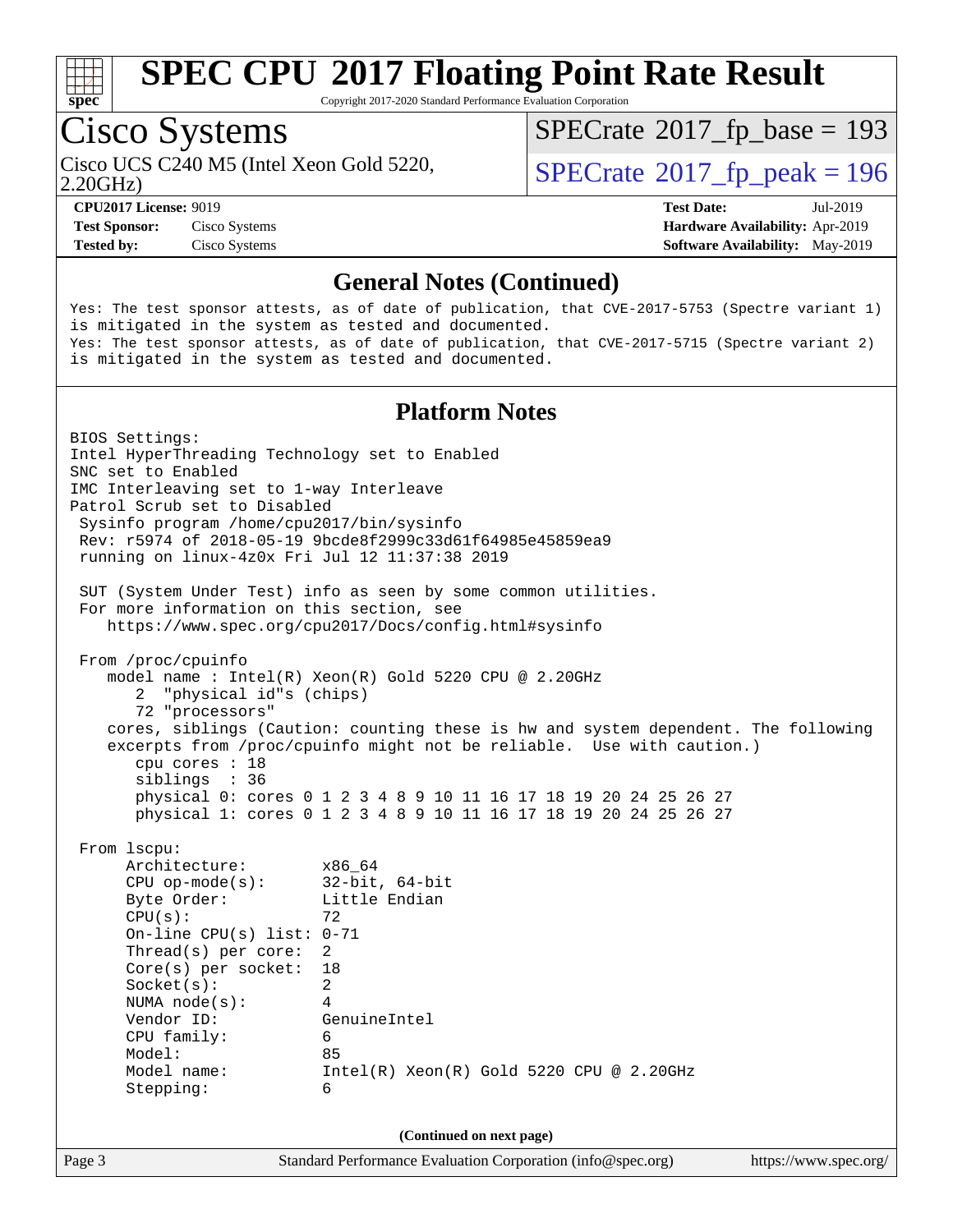# SPEC CPU 2017 Floating Point Rate Result

Copyright 2017-2020 Standard Performance Evaluation Corporation

## Cisco Systems

Cisco UCS C240 M5 (Intel Xeon Gold 5220, 2.20GHz)

SPECrate 2017_fp_base = 193

SPECrate 2017_fp_peak = 196

**CPU2017 License:** 9019
**Test Sponsor:** Cisco Systems
**Tested by:** Cisco Systems

**Test Date:** Jul-2019
**Hardware Availability:** Apr-2019
**Software Availability:** May-2019

### General Notes (Continued)

```
Yes: The test sponsor attests, as of date of publication, that CVE-2017-5753 (Spectre variant 1)
is mitigated in the system as tested and documented.
Yes: The test sponsor attests, as of date of publication, that CVE-2017-5715 (Spectre variant 2)
is mitigated in the system as tested and documented.
```

### Platform Notes

```
BIOS Settings:
Intel HyperThreading Technology set to Enabled
SNC set to Enabled
IMC Interleaving set to 1-way Interleave
Patrol Scrub set to Disabled
 Sysinfo program /home/cpu2017/bin/sysinfo
 Rev: r5974 of 2018-05-19 9bcde8f2999c33d61f64985e45859ea9
 running on linux-4z0x Fri Jul 12 11:37:38 2019

 SUT (System Under Test) info as seen by some common utilities.
 For more information on this section, see
    https://www.spec.org/cpu2017/Docs/config.html#sysinfo

 From /proc/cpuinfo
    model name : Intel(R) Xeon(R) Gold 5220 CPU @ 2.20GHz
       2  "physical id"s (chips)
       72 "processors"
    cores, siblings (Caution: counting these is hw and system dependent. The following
    excerpts from /proc/cpuinfo might not be reliable.  Use with caution.)
       cpu cores : 18
       siblings  : 36
       physical 0: cores 0 1 2 3 4 8 9 10 11 16 17 18 19 20 24 25 26 27
       physical 1: cores 0 1 2 3 4 8 9 10 11 16 17 18 19 20 24 25 26 27

 From lscpu:
      Architecture:        x86_64
      CPU op-mode(s):      32-bit, 64-bit
      Byte Order:          Little Endian
      CPU(s):              72
      On-line CPU(s) list: 0-71
      Thread(s) per core:  2
      Core(s) per socket:  18
      Socket(s):           2
      NUMA node(s):        4
      Vendor ID:           GenuineIntel
      CPU family:          6
      Model:               85
      Model name:          Intel(R) Xeon(R) Gold 5220 CPU @ 2.20GHz
      Stepping:            6
```

(Continued on next page)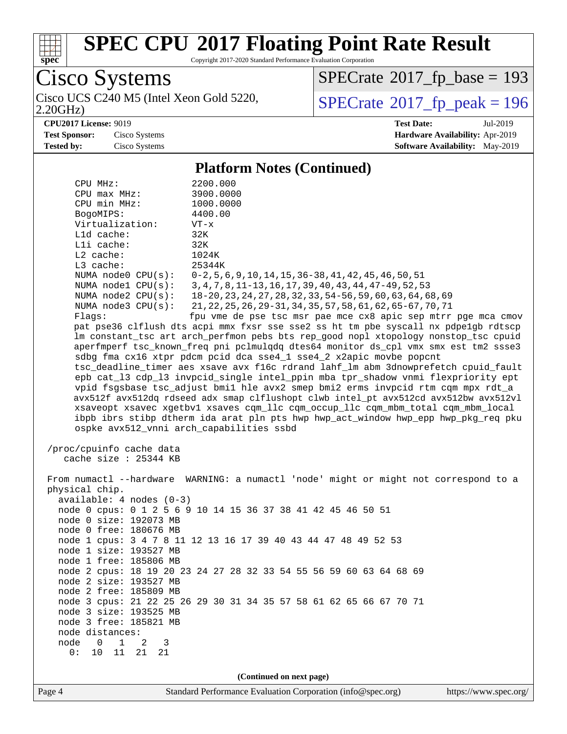# SPEC CPU 2017 Floating Point Rate Result

Copyright 2017-2020 Standard Performance Evaluation Corporation

**Cisco Systems**

Cisco UCS C240 M5 (Intel Xeon Gold 5220, 2.20GHz)

SPECrate 2017_fp_base = 193

SPECrate 2017_fp_peak = 196

**CPU2017 License:** 9019
**Test Sponsor:** Cisco Systems
**Tested by:** Cisco Systems

**Test Date:** Jul-2019
**Hardware Availability:** Apr-2019
**Software Availability:** May-2019

## Platform Notes (Continued)

```
    CPU MHz:             2200.000
    CPU max MHz:         3900.0000
    CPU min MHz:         1000.0000
    BogoMIPS:            4400.00
    Virtualization:      VT-x
    L1d cache:           32K
    L1i cache:           32K
    L2 cache:            1024K
    L3 cache:            25344K
    NUMA node0 CPU(s):   0-2,5,6,9,10,14,15,36-38,41,42,45,46,50,51
    NUMA node1 CPU(s):   3,4,7,8,11-13,16,17,39,40,43,44,47-49,52,53
    NUMA node2 CPU(s):   18-20,23,24,27,28,32,33,54-56,59,60,63,64,68,69
    NUMA node3 CPU(s):   21,22,25,26,29-31,34,35,57,58,61,62,65-67,70,71
    Flags:               fpu vme de pse tsc msr pae mce cx8 apic sep mtrr pge mca cmov
    pat pse36 clflush dts acpi mmx fxsr sse sse2 ss ht tm pbe syscall nx pdpe1gb rdtscp
    lm constant_tsc art arch_perfmon pebs bts rep_good nopl xtopology nonstop_tsc cpuid
    aperfmperf tsc_known_freq pni pclmulqdq dtes64 monitor ds_cpl vmx smx est tm2 ssse3
    sdbg fma cx16 xtpr pdcm pcid dca sse4_1 sse4_2 x2apic movbe popcnt
    tsc_deadline_timer aes xsave avx f16c rdrand lahf_lm abm 3dnowprefetch cpuid_fault
    epb cat_l3 cdp_l3 invpcid_single intel_ppin mba tpr_shadow vnmi flexpriority ept
    vpid fsgsbase tsc_adjust bmi1 hle avx2 smep bmi2 erms invpcid rtm cqm mpx rdt_a
    avx512f avx512dq rdseed adx smap clflushopt clwb intel_pt avx512cd avx512bw avx512vl
    xsaveopt xsavec xgetbv1 xsaves cqm_llc cqm_occup_llc cqm_mbm_total cqm_mbm_local
    ibpb ibrs stibp dtherm ida arat pln pts hwp hwp_act_window hwp_epp hwp_pkg_req pku
    ospke avx512_vnni arch_capabilities ssbd

 /proc/cpuinfo cache data
    cache size : 25344 KB

 From numactl --hardware  WARNING: a numactl 'node' might or might not correspond to a
 physical chip.
   available: 4 nodes (0-3)
   node 0 cpus: 0 1 2 5 6 9 10 14 15 36 37 38 41 42 45 46 50 51
   node 0 size: 192073 MB
   node 0 free: 180676 MB
   node 1 cpus: 3 4 7 8 11 12 13 16 17 39 40 43 44 47 48 49 52 53
   node 1 size: 193527 MB
   node 1 free: 185806 MB
   node 2 cpus: 18 19 20 23 24 27 28 32 33 54 55 56 59 60 63 64 68 69
   node 2 size: 193527 MB
   node 2 free: 185809 MB
   node 3 cpus: 21 22 25 26 29 30 31 34 35 57 58 61 62 65 66 67 70 71
   node 3 size: 193525 MB
   node 3 free: 185821 MB
   node distances:
   node   0   1   2   3
     0:  10  11  21  21
```

(Continued on next page)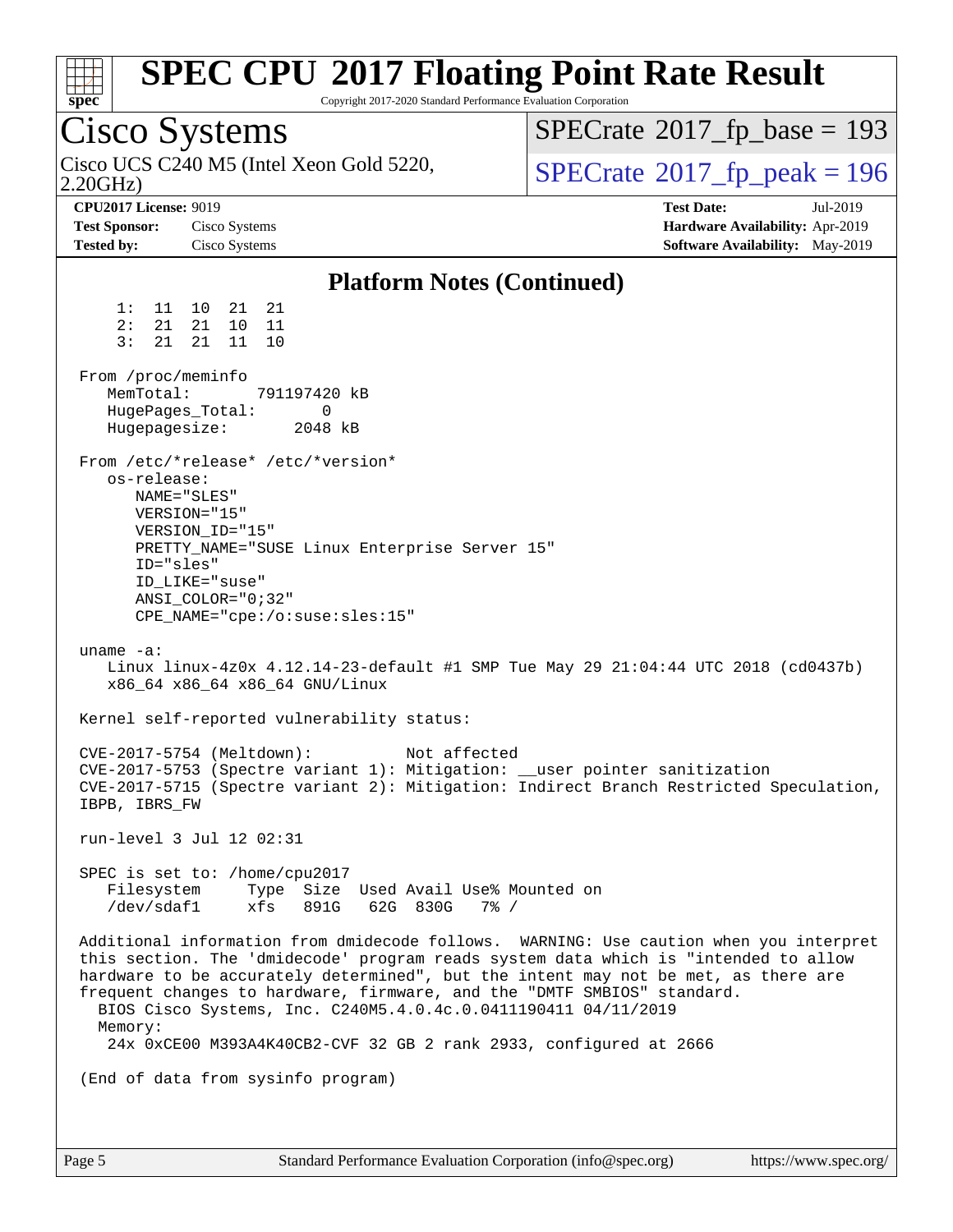# SPEC CPU 2017 Floating Point Rate Result

Copyright 2017-2020 Standard Performance Evaluation Corporation

## Cisco Systems

Cisco UCS C240 M5 (Intel Xeon Gold 5220, 2.20GHz)

SPECrate 2017_fp_base = 193

SPECrate 2017_fp_peak = 196

**CPU2017 License:** 9019
**Test Sponsor:** Cisco Systems
**Tested by:** Cisco Systems

**Test Date:** Jul-2019
**Hardware Availability:** Apr-2019
**Software Availability:** May-2019

### Platform Notes (Continued)

```
    1:  11  10  21  21
    2:  21  21  10  11
    3:  21  21  11  10

 From /proc/meminfo
    MemTotal:       791197420 kB
    HugePages_Total:        0
    Hugepagesize:        2048 kB

 From /etc/*release* /etc/*version*
    os-release:
       NAME="SLES"
       VERSION="15"
       VERSION_ID="15"
       PRETTY_NAME="SUSE Linux Enterprise Server 15"
       ID="sles"
       ID_LIKE="suse"
       ANSI_COLOR="0;32"
       CPE_NAME="cpe:/o:suse:sles:15"

 uname -a:
    Linux linux-4z0x 4.12.14-23-default #1 SMP Tue May 29 21:04:44 UTC 2018 (cd0437b)
    x86_64 x86_64 x86_64 GNU/Linux

 Kernel self-reported vulnerability status:

 CVE-2017-5754 (Meltdown):          Not affected
 CVE-2017-5753 (Spectre variant 1): Mitigation: __user pointer sanitization
 CVE-2017-5715 (Spectre variant 2): Mitigation: Indirect Branch Restricted Speculation,
 IBPB, IBRS_FW

 run-level 3 Jul 12 02:31

 SPEC is set to: /home/cpu2017
    Filesystem     Type  Size  Used Avail Use% Mounted on
    /dev/sdaf1     xfs   891G   62G  830G   7% /

 Additional information from dmidecode follows.  WARNING: Use caution when you interpret
 this section. The 'dmidecode' program reads system data which is "intended to allow
 hardware to be accurately determined", but the intent may not be met, as there are
 frequent changes to hardware, firmware, and the "DMTF SMBIOS" standard.
   BIOS Cisco Systems, Inc. C240M5.4.0.4c.0.0411190411 04/11/2019
   Memory:
    24x 0xCE00 M393A4K40CB2-CVF 32 GB 2 rank 2933, configured at 2666

 (End of data from sysinfo program)
```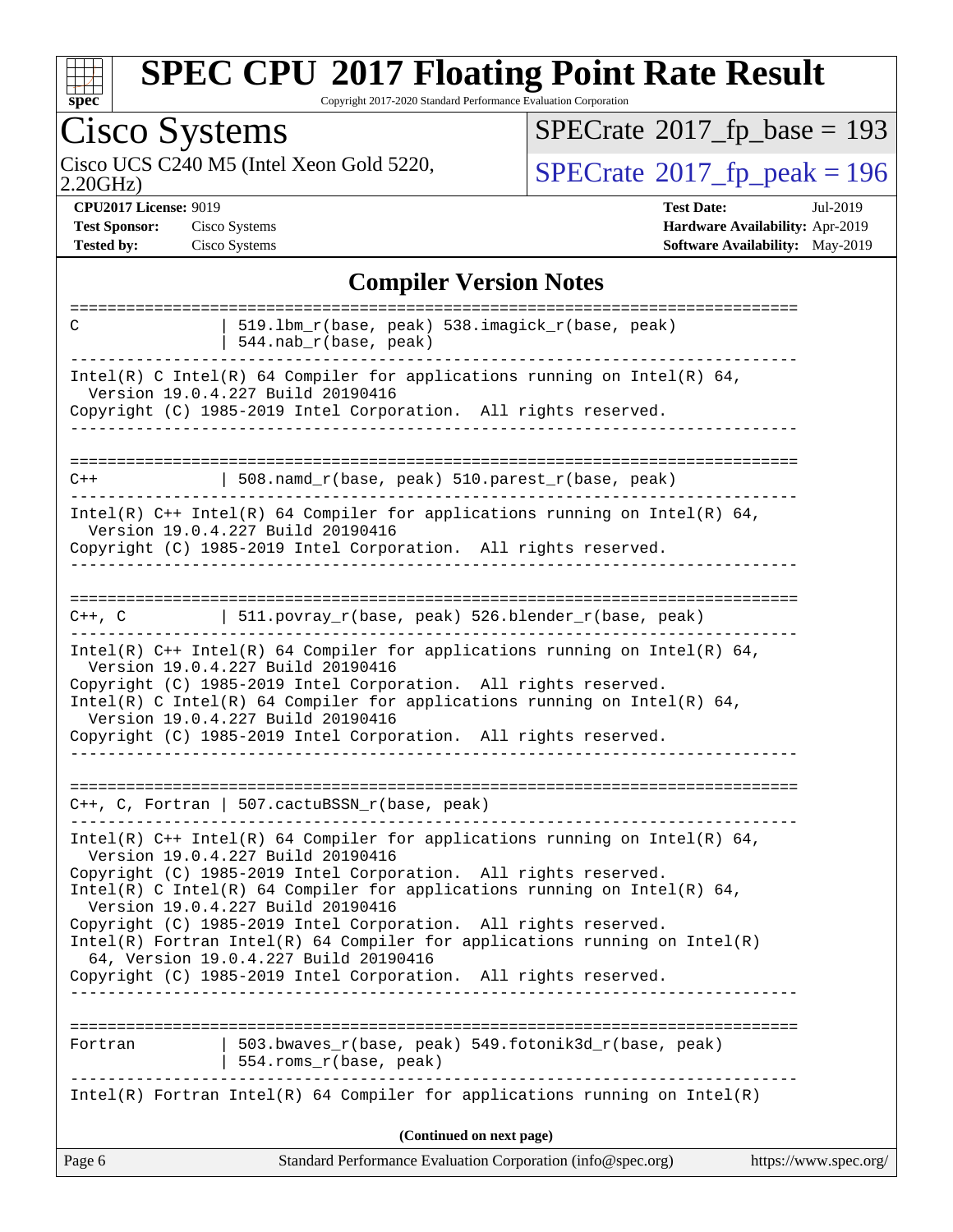## Compiler Version Notes

```
==============================================================================
C                | 519.lbm_r(base, peak) 538.imagick_r(base, peak)
                 | 544.nab_r(base, peak)
------------------------------------------------------------------------------
Intel(R) C Intel(R) 64 Compiler for applications running on Intel(R) 64,
  Version 19.0.4.227 Build 20190416
Copyright (C) 1985-2019 Intel Corporation.  All rights reserved.
------------------------------------------------------------------------------

==============================================================================
C++              | 508.namd_r(base, peak) 510.parest_r(base, peak)
------------------------------------------------------------------------------
Intel(R) C++ Intel(R) 64 Compiler for applications running on Intel(R) 64,
  Version 19.0.4.227 Build 20190416
Copyright (C) 1985-2019 Intel Corporation.  All rights reserved.
------------------------------------------------------------------------------

==============================================================================
C++, C           | 511.povray_r(base, peak) 526.blender_r(base, peak)
------------------------------------------------------------------------------
Intel(R) C++ Intel(R) 64 Compiler for applications running on Intel(R) 64,
  Version 19.0.4.227 Build 20190416
Copyright (C) 1985-2019 Intel Corporation.  All rights reserved.
Intel(R) C Intel(R) 64 Compiler for applications running on Intel(R) 64,
  Version 19.0.4.227 Build 20190416
Copyright (C) 1985-2019 Intel Corporation.  All rights reserved.
------------------------------------------------------------------------------

==============================================================================
C++, C, Fortran | 507.cactuBSSN_r(base, peak)
------------------------------------------------------------------------------
Intel(R) C++ Intel(R) 64 Compiler for applications running on Intel(R) 64,
  Version 19.0.4.227 Build 20190416
Copyright (C) 1985-2019 Intel Corporation.  All rights reserved.
Intel(R) C Intel(R) 64 Compiler for applications running on Intel(R) 64,
  Version 19.0.4.227 Build 20190416
Copyright (C) 1985-2019 Intel Corporation.  All rights reserved.
Intel(R) Fortran Intel(R) 64 Compiler for applications running on Intel(R)
  64, Version 19.0.4.227 Build 20190416
Copyright (C) 1985-2019 Intel Corporation.  All rights reserved.
------------------------------------------------------------------------------

==============================================================================
Fortran          | 503.bwaves_r(base, peak) 549.fotonik3d_r(base, peak)
                 | 554.roms_r(base, peak)
------------------------------------------------------------------------------
Intel(R) Fortran Intel(R) 64 Compiler for applications running on Intel(R)
```

(Continued on next page)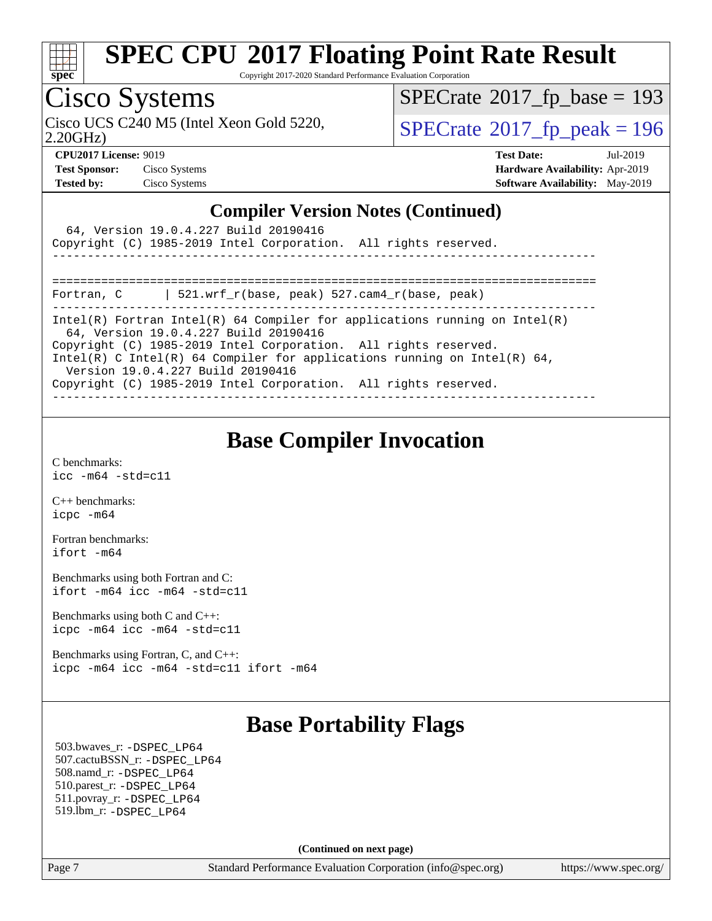## Compiler Version Notes (Continued)

```
  64, Version 19.0.4.227 Build 20190416
Copyright (C) 1985-2019 Intel Corporation.  All rights reserved.
------------------------------------------------------------------------------

==============================================================================
Fortran, C      | 521.wrf_r(base, peak) 527.cam4_r(base, peak)
------------------------------------------------------------------------------
Intel(R) Fortran Intel(R) 64 Compiler for applications running on Intel(R)
  64, Version 19.0.4.227 Build 20190416
Copyright (C) 1985-2019 Intel Corporation.  All rights reserved.
Intel(R) C Intel(R) 64 Compiler for applications running on Intel(R) 64,
  Version 19.0.4.227 Build 20190416
Copyright (C) 1985-2019 Intel Corporation.  All rights reserved.
------------------------------------------------------------------------------
```

## Base Compiler Invocation

C benchmarks:
`icc -m64 -std=c11`

C++ benchmarks:
`icpc -m64`

Fortran benchmarks:
`ifort -m64`

Benchmarks using both Fortran and C:
`ifort -m64 icc -m64 -std=c11`

Benchmarks using both C and C++:
`icpc -m64 icc -m64 -std=c11`

Benchmarks using Fortran, C, and C++:
`icpc -m64 icc -m64 -std=c11 ifort -m64`

## Base Portability Flags

503.bwaves_r: `-DSPEC_LP64`
507.cactuBSSN_r: `-DSPEC_LP64`
508.namd_r: `-DSPEC_LP64`
510.parest_r: `-DSPEC_LP64`
511.povray_r: `-DSPEC_LP64`
519.lbm_r: `-DSPEC_LP64`

**(Continued on next page)**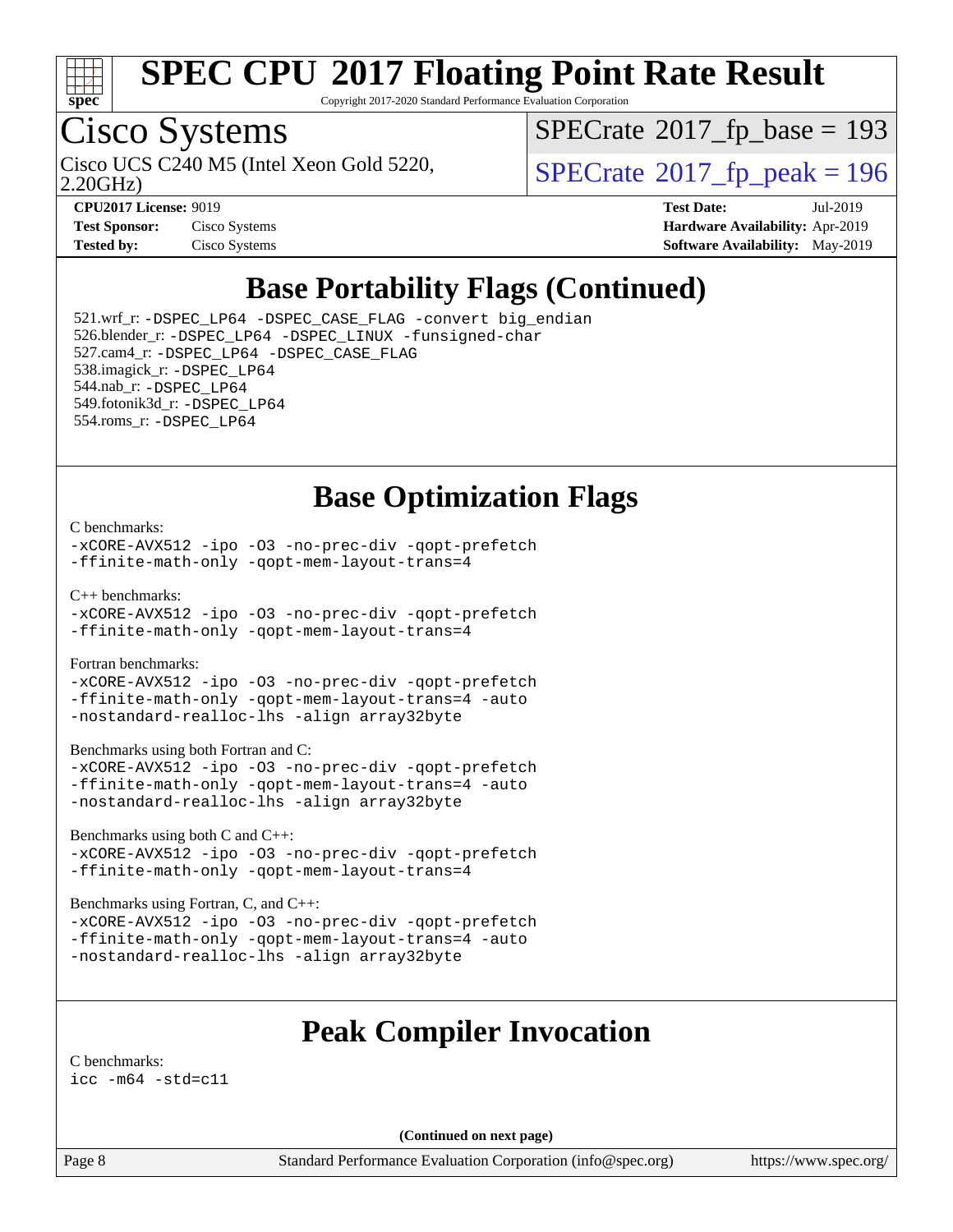# SPEC CPU 2017 Floating Point Rate Result

Copyright 2017-2020 Standard Performance Evaluation Corporation

## Cisco Systems

Cisco UCS C240 M5 (Intel Xeon Gold 5220, 2.20GHz)

SPECrate 2017_fp_base = 193

SPECrate 2017_fp_peak = 196

**CPU2017 License:** 9019
**Test Sponsor:** Cisco Systems
**Tested by:** Cisco Systems

**Test Date:** Jul-2019
**Hardware Availability:** Apr-2019
**Software Availability:** May-2019

## Base Portability Flags (Continued)

521.wrf_r: `-DSPEC_LP64 -DSPEC_CASE_FLAG -convert big_endian`
526.blender_r: `-DSPEC_LP64 -DSPEC_LINUX -funsigned-char`
527.cam4_r: `-DSPEC_LP64 -DSPEC_CASE_FLAG`
538.imagick_r: `-DSPEC_LP64`
544.nab_r: `-DSPEC_LP64`
549.fotonik3d_r: `-DSPEC_LP64`
554.roms_r: `-DSPEC_LP64`

## Base Optimization Flags

C benchmarks:
```
-xCORE-AVX512 -ipo -O3 -no-prec-div -qopt-prefetch
-ffinite-math-only -qopt-mem-layout-trans=4
```

C++ benchmarks:
```
-xCORE-AVX512 -ipo -O3 -no-prec-div -qopt-prefetch
-ffinite-math-only -qopt-mem-layout-trans=4
```

Fortran benchmarks:
```
-xCORE-AVX512 -ipo -O3 -no-prec-div -qopt-prefetch
-ffinite-math-only -qopt-mem-layout-trans=4 -auto
-nostandard-realloc-lhs -align array32byte
```

Benchmarks using both Fortran and C:
```
-xCORE-AVX512 -ipo -O3 -no-prec-div -qopt-prefetch
-ffinite-math-only -qopt-mem-layout-trans=4 -auto
-nostandard-realloc-lhs -align array32byte
```

Benchmarks using both C and C++:
```
-xCORE-AVX512 -ipo -O3 -no-prec-div -qopt-prefetch
-ffinite-math-only -qopt-mem-layout-trans=4
```

Benchmarks using Fortran, C, and C++:
```
-xCORE-AVX512 -ipo -O3 -no-prec-div -qopt-prefetch
-ffinite-math-only -qopt-mem-layout-trans=4 -auto
-nostandard-realloc-lhs -align array32byte
```

## Peak Compiler Invocation

C benchmarks:
```
icc -m64 -std=c11
```

**(Continued on next page)**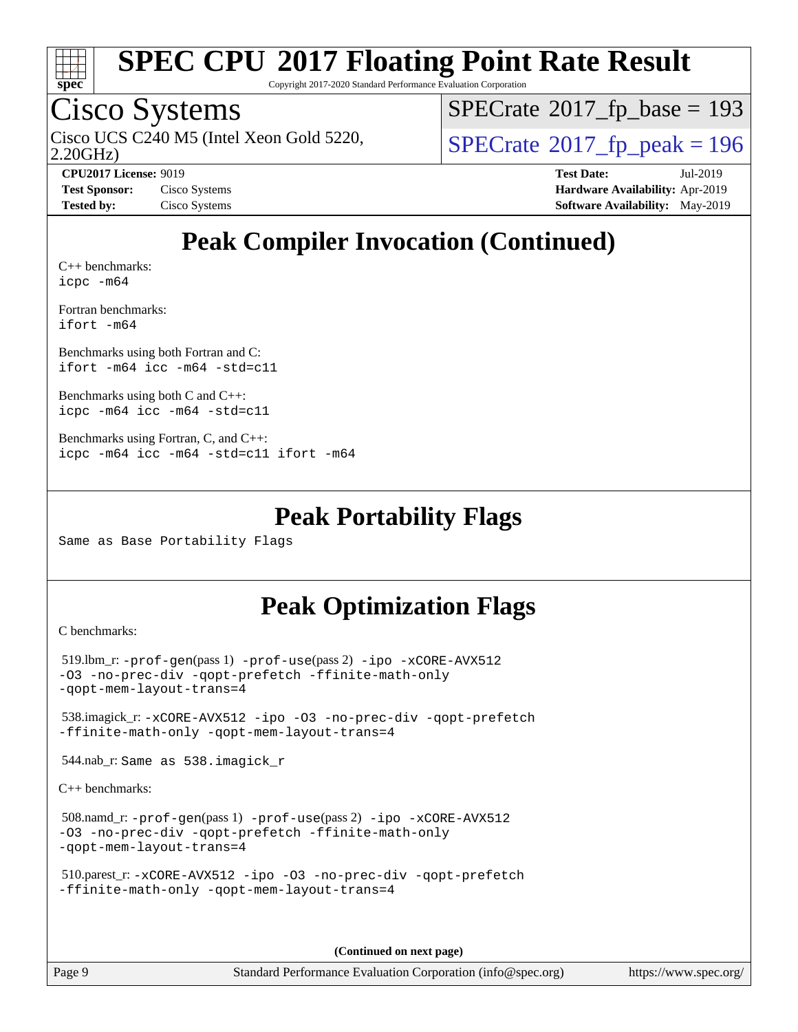# Peak Compiler Invocation (Continued)

C++ benchmarks:
`icpc -m64`

Fortran benchmarks:
`ifort -m64`

Benchmarks using both Fortran and C:
`ifort -m64 icc -m64 -std=c11`

Benchmarks using both C and C++:
`icpc -m64 icc -m64 -std=c11`

Benchmarks using Fortran, C, and C++:
`icpc -m64 icc -m64 -std=c11 ifort -m64`

# Peak Portability Flags

Same as Base Portability Flags

# Peak Optimization Flags

C benchmarks:

519.lbm_r: `-prof-gen`(pass 1) `-prof-use`(pass 2) `-ipo -xCORE-AVX512 -O3 -no-prec-div -qopt-prefetch -ffinite-math-only -qopt-mem-layout-trans=4`

538.imagick_r: `-xCORE-AVX512 -ipo -O3 -no-prec-div -qopt-prefetch -ffinite-math-only -qopt-mem-layout-trans=4`

544.nab_r: Same as 538.imagick_r

C++ benchmarks:

508.namd_r: `-prof-gen`(pass 1) `-prof-use`(pass 2) `-ipo -xCORE-AVX512 -O3 -no-prec-div -qopt-prefetch -ffinite-math-only -qopt-mem-layout-trans=4`

510.parest_r: `-xCORE-AVX512 -ipo -O3 -no-prec-div -qopt-prefetch -ffinite-math-only -qopt-mem-layout-trans=4`

(Continued on next page)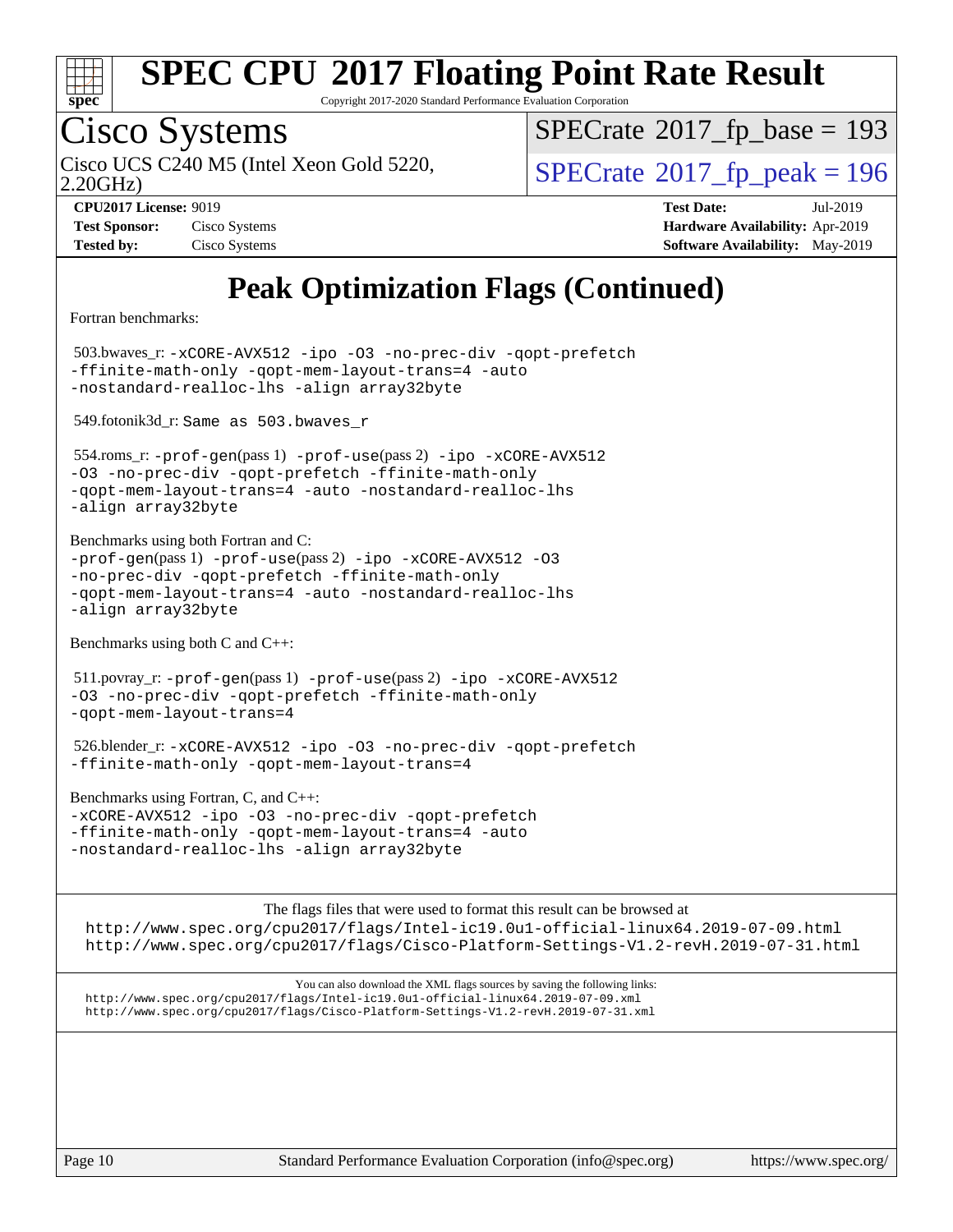# SPEC CPU 2017 Floating Point Rate Result

Copyright 2017-2020 Standard Performance Evaluation Corporation

## Cisco Systems

Cisco UCS C240 M5 (Intel Xeon Gold 5220, 2.20GHz)

SPECrate 2017_fp_base = 193

SPECrate 2017_fp_peak = 196

**CPU2017 License:** 9019
**Test Sponsor:** Cisco Systems
**Tested by:** Cisco Systems

**Test Date:** Jul-2019
**Hardware Availability:** Apr-2019
**Software Availability:** May-2019

# Peak Optimization Flags (Continued)

Fortran benchmarks:

503.bwaves_r: `-xCORE-AVX512 -ipo -O3 -no-prec-div -qopt-prefetch -ffinite-math-only -qopt-mem-layout-trans=4 -auto -nostandard-realloc-lhs -align array32byte`

549.fotonik3d_r: `Same as 503.bwaves_r`

554.roms_r: `-prof-gen`(pass 1) `-prof-use`(pass 2) `-ipo -xCORE-AVX512 -O3 -no-prec-div -qopt-prefetch -ffinite-math-only -qopt-mem-layout-trans=4 -auto -nostandard-realloc-lhs -align array32byte`

Benchmarks using both Fortran and C:
`-prof-gen`(pass 1) `-prof-use`(pass 2) `-ipo -xCORE-AVX512 -O3 -no-prec-div -qopt-prefetch -ffinite-math-only -qopt-mem-layout-trans=4 -auto -nostandard-realloc-lhs -align array32byte`

Benchmarks using both C and C++:

511.povray_r: `-prof-gen`(pass 1) `-prof-use`(pass 2) `-ipo -xCORE-AVX512 -O3 -no-prec-div -qopt-prefetch -ffinite-math-only -qopt-mem-layout-trans=4`

526.blender_r: `-xCORE-AVX512 -ipo -O3 -no-prec-div -qopt-prefetch -ffinite-math-only -qopt-mem-layout-trans=4`

Benchmarks using Fortran, C, and C++:
`-xCORE-AVX512 -ipo -O3 -no-prec-div -qopt-prefetch -ffinite-math-only -qopt-mem-layout-trans=4 -auto -nostandard-realloc-lhs -align array32byte`

The flags files that were used to format this result can be browsed at
http://www.spec.org/cpu2017/flags/Intel-ic19.0u1-official-linux64.2019-07-09.html
http://www.spec.org/cpu2017/flags/Cisco-Platform-Settings-V1.2-revH.2019-07-31.html

You can also download the XML flags sources by saving the following links:
http://www.spec.org/cpu2017/flags/Intel-ic19.0u1-official-linux64.2019-07-09.xml
http://www.spec.org/cpu2017/flags/Cisco-Platform-Settings-V1.2-revH.2019-07-31.xml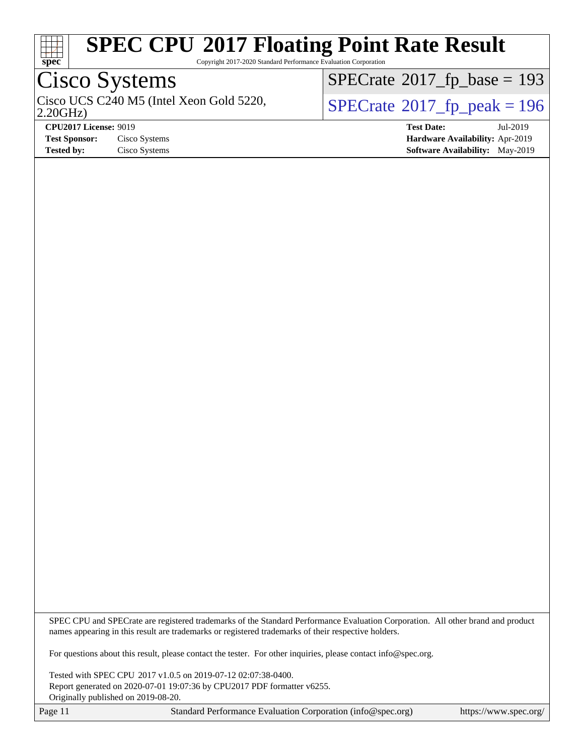SPEC CPU and SPECrate are registered trademarks of the Standard Performance Evaluation Corporation. All other brand and product names appearing in this result are trademarks or registered trademarks of their respective holders.

For questions about this result, please contact the tester. For other inquiries, please contact info@spec.org.

Tested with SPEC CPU 2017 v1.0.5 on 2019-07-12 02:07:38-0400.
Report generated on 2020-07-01 19:07:36 by CPU2017 PDF formatter v6255.
Originally published on 2019-08-20.